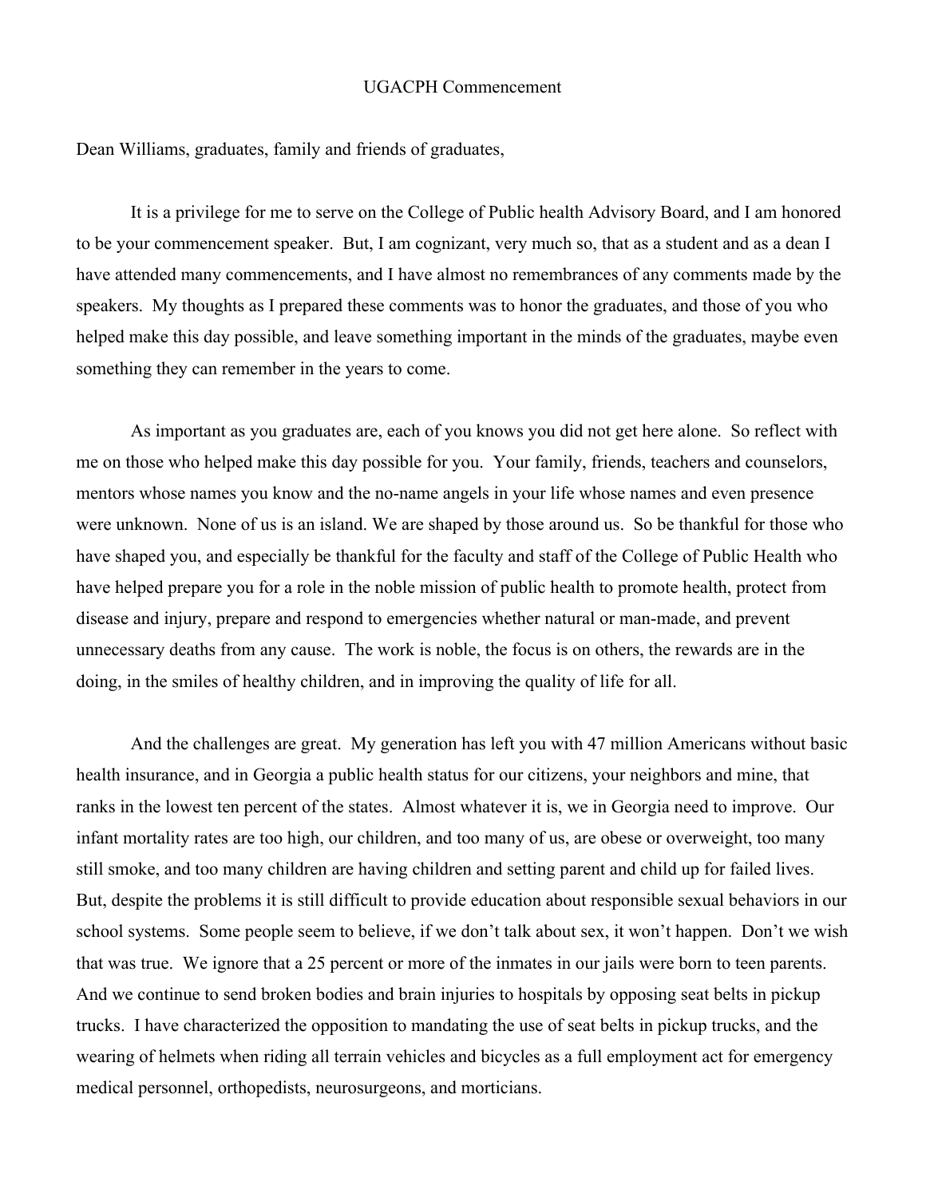# UGACPH Commencement

Dean Williams, graduates, family and friends of graduates,

It is a privilege for me to serve on the College of Public health Advisory Board, and I am honored to be your commencement speaker. But, I am cognizant, very much so, that as a student and as a dean I have attended many commencements, and I have almost no remembrances of any comments made by the speakers. My thoughts as I prepared these comments was to honor the graduates, and those of you who helped make this day possible, and leave something important in the minds of the graduates, maybe even something they can remember in the years to come.

As important as you graduates are, each of you knows you did not get here alone. So reflect with me on those who helped make this day possible for you. Your family, friends, teachers and counselors, mentors whose names you know and the no-name angels in your life whose names and even presence were unknown. None of us is an island. We are shaped by those around us. So be thankful for those who have shaped you, and especially be thankful for the faculty and staff of the College of Public Health who have helped prepare you for a role in the noble mission of public health to promote health, protect from disease and injury, prepare and respond to emergencies whether natural or man-made, and prevent unnecessary deaths from any cause. The work is noble, the focus is on others, the rewards are in the doing, in the smiles of healthy children, and in improving the quality of life for all.

And the challenges are great. My generation has left you with 47 million Americans without basic health insurance, and in Georgia a public health status for our citizens, your neighbors and mine, that ranks in the lowest ten percent of the states. Almost whatever it is, we in Georgia need to improve. Our infant mortality rates are too high, our children, and too many of us, are obese or overweight, too many still smoke, and too many children are having children and setting parent and child up for failed lives. But, despite the problems it is still difficult to provide education about responsible sexual behaviors in our school systems. Some people seem to believe, if we don't talk about sex, it won't happen. Don't we wish that was true. We ignore that a 25 percent or more of the inmates in our jails were born to teen parents. And we continue to send broken bodies and brain injuries to hospitals by opposing seat belts in pickup trucks. I have characterized the opposition to mandating the use of seat belts in pickup trucks, and the wearing of helmets when riding all terrain vehicles and bicycles as a full employment act for emergency medical personnel, orthopedists, neurosurgeons, and morticians.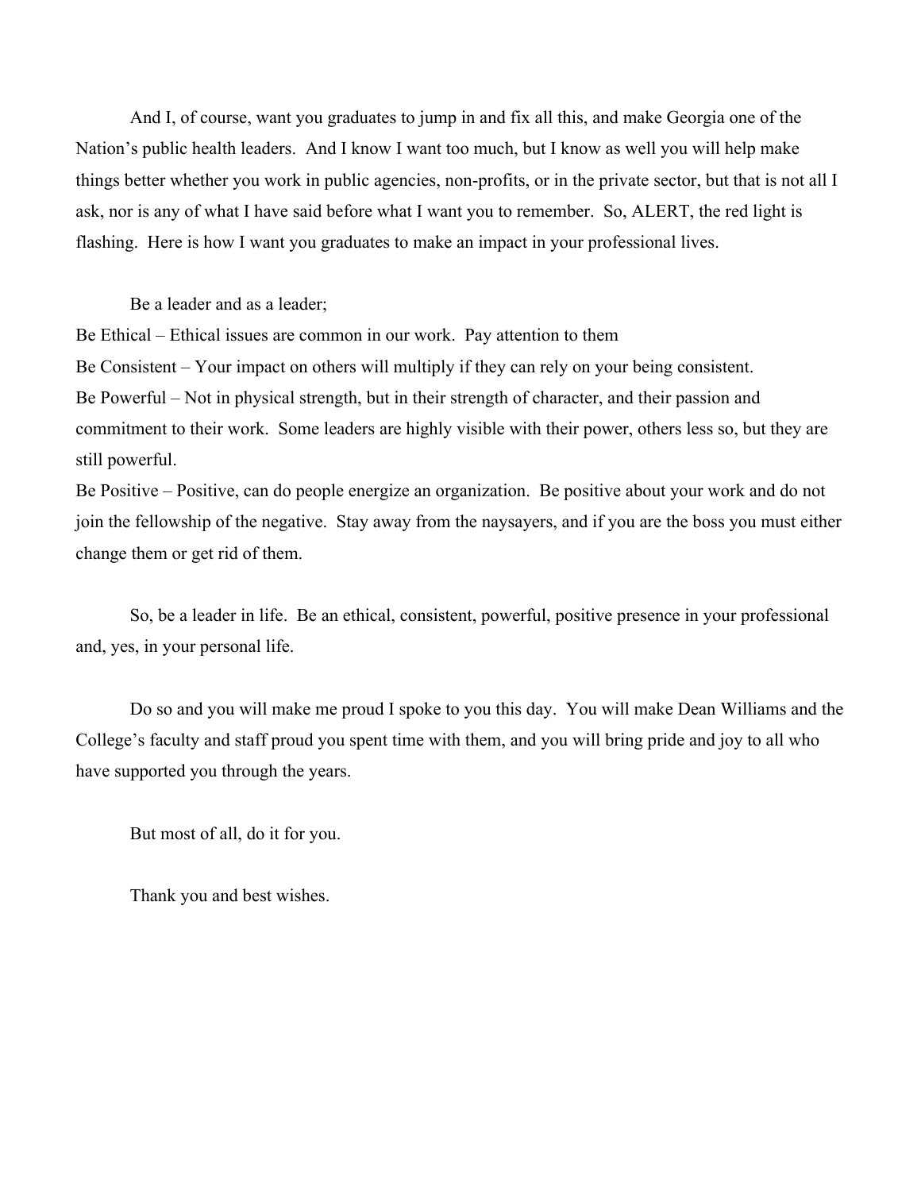And I, of course, want you graduates to jump in and fix all this, and make Georgia one of the Nation's public health leaders. And I know I want too much, but I know as well you will help make things better whether you work in public agencies, non-profits, or in the private sector, but that is not all I ask, nor is any of what I have said before what I want you to remember. So, ALERT, the red light is flashing. Here is how I want you graduates to make an impact in your professional lives.

Be a leader and as a leader;

Be Ethical – Ethical issues are common in our work. Pay attention to them

Be Consistent – Your impact on others will multiply if they can rely on your being consistent.

Be Powerful – Not in physical strength, but in their strength of character, and their passion and commitment to their work. Some leaders are highly visible with their power, others less so, but they are still powerful.

Be Positive – Positive, can do people energize an organization. Be positive about your work and do not join the fellowship of the negative. Stay away from the naysayers, and if you are the boss you must either change them or get rid of them.

So, be a leader in life. Be an ethical, consistent, powerful, positive presence in your professional and, yes, in your personal life.

Do so and you will make me proud I spoke to you this day. You will make Dean Williams and the College's faculty and staff proud you spent time with them, and you will bring pride and joy to all who have supported you through the years.

But most of all, do it for you.

Thank you and best wishes.